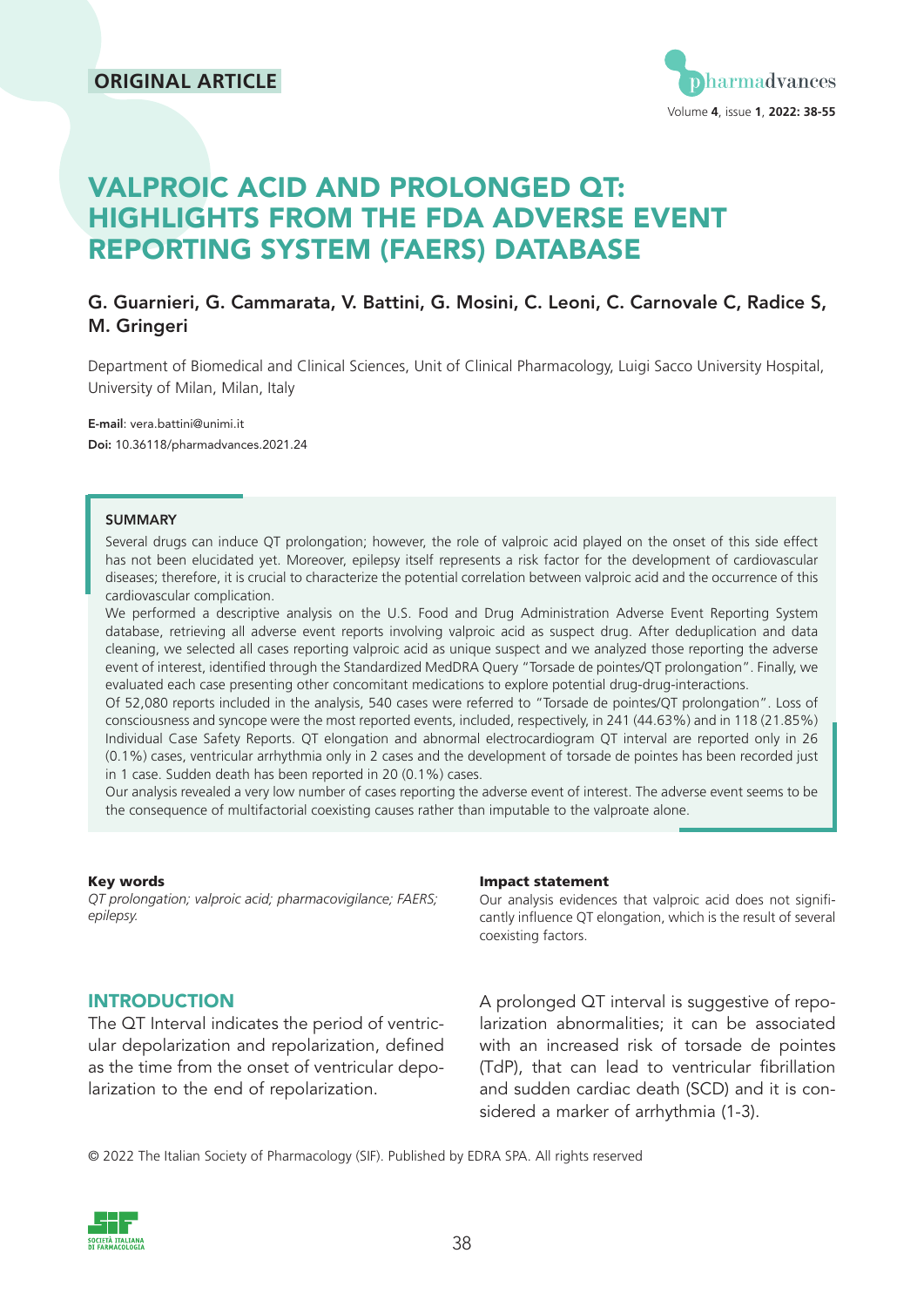**ORIGINAL ARTICLE**

# VALPROIC ACID AND PROLONGED QT: HIGHLIGHTS FROM THE FDA ADVERSE EVENT REPORTING SYSTEM (FAERS) DATABASE

**G. Guarnieri, G. Cammarata, V. Battini, G. Mosini, C. Leoni, C. Carnovale C, Radice S, M. Gringeri**

Department of Biomedical and Clinical Sciences, Unit of Clinical Pharmacology, Luigi Sacco University Hospital, University of Milan, Milan, Italy

**E-mail**: vera.battini@unimi.it
**Doi:** 10.36118/pharmadvances.2021.24

#### SUMMARY

Several drugs can induce QT prolongation; however, the role of valproic acid played on the onset of this side effect has not been elucidated yet. Moreover, epilepsy itself represents a risk factor for the development of cardiovascular diseases; therefore, it is crucial to characterize the potential correlation between valproic acid and the occurrence of this cardiovascular complication.

We performed a descriptive analysis on the U.S. Food and Drug Administration Adverse Event Reporting System database, retrieving all adverse event reports involving valproic acid as suspect drug. After deduplication and data cleaning, we selected all cases reporting valproic acid as unique suspect and we analyzed those reporting the adverse event of interest, identified through the Standardized MedDRA Query "Torsade de pointes/QT prolongation". Finally, we evaluated each case presenting other concomitant medications to explore potential drug-drug-interactions.

Of 52,080 reports included in the analysis, 540 cases were referred to "Torsade de pointes/QT prolongation". Loss of consciousness and syncope were the most reported events, included, respectively, in 241 (44.63%) and in 118 (21.85%) Individual Case Safety Reports. QT elongation and abnormal electrocardiogram QT interval are reported only in 26 (0.1%) cases, ventricular arrhythmia only in 2 cases and the development of torsade de pointes has been recorded just in 1 case. Sudden death has been reported in 20 (0.1%) cases.

Our analysis revealed a very low number of cases reporting the adverse event of interest. The adverse event seems to be the consequence of multifactorial coexisting causes rather than imputable to the valproate alone.

**Key words**
*QT prolongation; valproic acid; pharmacovigilance; FAERS; epilepsy.*

**Impact statement**
Our analysis evidences that valproic acid does not significantly influence QT elongation, which is the result of several coexisting factors.

## INTRODUCTION

The QT Interval indicates the period of ventricular depolarization and repolarization, defined as the time from the onset of ventricular depolarization to the end of repolarization.

A prolonged QT interval is suggestive of repolarization abnormalities; it can be associated with an increased risk of torsade de pointes (TdP), that can lead to ventricular fibrillation and sudden cardiac death (SCD) and it is considered a marker of arrhythmia (1-3).

© 2022 The Italian Society of Pharmacology (SIF). Published by EDRA SPA. All rights reserved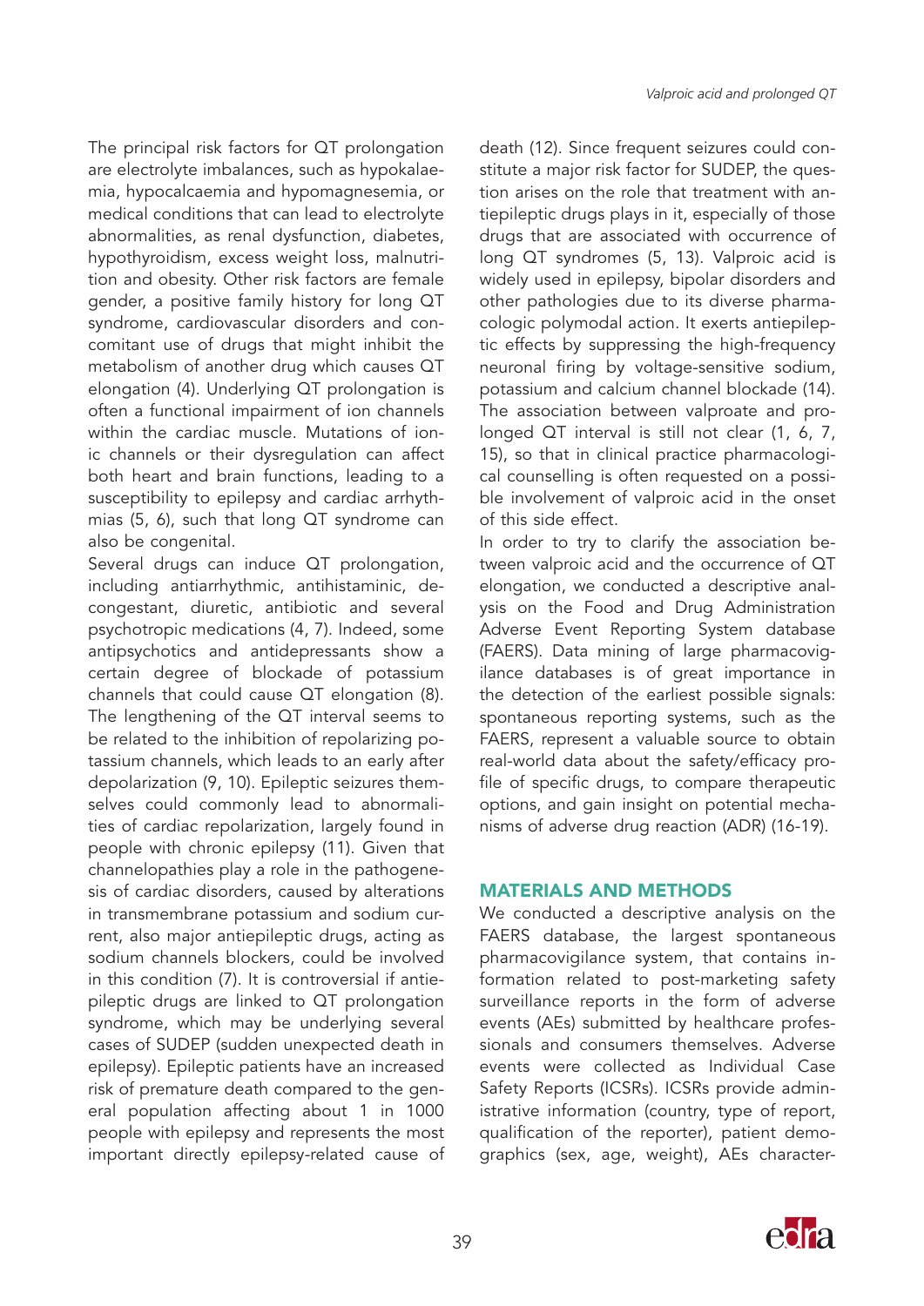The principal risk factors for QT prolongation are electrolyte imbalances, such as hypokalaemia, hypocalcaemia and hypomagnesemia, or medical conditions that can lead to electrolyte abnormalities, as renal dysfunction, diabetes, hypothyroidism, excess weight loss, malnutrition and obesity. Other risk factors are female gender, a positive family history for long QT syndrome, cardiovascular disorders and concomitant use of drugs that might inhibit the metabolism of another drug which causes QT elongation (4). Underlying QT prolongation is often a functional impairment of ion channels within the cardiac muscle. Mutations of ionic channels or their dysregulation can affect both heart and brain functions, leading to a susceptibility to epilepsy and cardiac arrhythmias (5, 6), such that long QT syndrome can also be congenital.

Several drugs can induce QT prolongation, including antiarrhythmic, antihistaminic, decongestant, diuretic, antibiotic and several psychotropic medications (4, 7). Indeed, some antipsychotics and antidepressants show a certain degree of blockade of potassium channels that could cause QT elongation (8). The lengthening of the QT interval seems to be related to the inhibition of repolarizing potassium channels, which leads to an early after depolarization (9, 10). Epileptic seizures themselves could commonly lead to abnormalities of cardiac repolarization, largely found in people with chronic epilepsy (11). Given that channelopathies play a role in the pathogenesis of cardiac disorders, caused by alterations in transmembrane potassium and sodium current, also major antiepileptic drugs, acting as sodium channels blockers, could be involved in this condition (7). It is controversial if antiepileptic drugs are linked to QT prolongation syndrome, which may be underlying several cases of SUDEP (sudden unexpected death in epilepsy). Epileptic patients have an increased risk of premature death compared to the general population affecting about 1 in 1000 people with epilepsy and represents the most important directly epilepsy-related cause of death (12). Since frequent seizures could constitute a major risk factor for SUDEP, the question arises on the role that treatment with antiepileptic drugs plays in it, especially of those drugs that are associated with occurrence of long QT syndromes (5, 13). Valproic acid is widely used in epilepsy, bipolar disorders and other pathologies due to its diverse pharmacologic polymodal action. It exerts antiepileptic effects by suppressing the high-frequency neuronal firing by voltage-sensitive sodium, potassium and calcium channel blockade (14). The association between valproate and prolonged QT interval is still not clear (1, 6, 7, 15), so that in clinical practice pharmacological counselling is often requested on a possible involvement of valproic acid in the onset of this side effect.

In order to try to clarify the association between valproic acid and the occurrence of QT elongation, we conducted a descriptive analysis on the Food and Drug Administration Adverse Event Reporting System database (FAERS). Data mining of large pharmacovigilance databases is of great importance in the detection of the earliest possible signals: spontaneous reporting systems, such as the FAERS, represent a valuable source to obtain real-world data about the safety/efficacy profile of specific drugs, to compare therapeutic options, and gain insight on potential mechanisms of adverse drug reaction (ADR) (16-19).

## MATERIALS AND METHODS

We conducted a descriptive analysis on the FAERS database, the largest spontaneous pharmacovigilance system, that contains information related to post-marketing safety surveillance reports in the form of adverse events (AEs) submitted by healthcare professionals and consumers themselves. Adverse events were collected as Individual Case Safety Reports (ICSRs). ICSRs provide administrative information (country, type of report, qualification of the reporter), patient demographics (sex, age, weight), AEs character-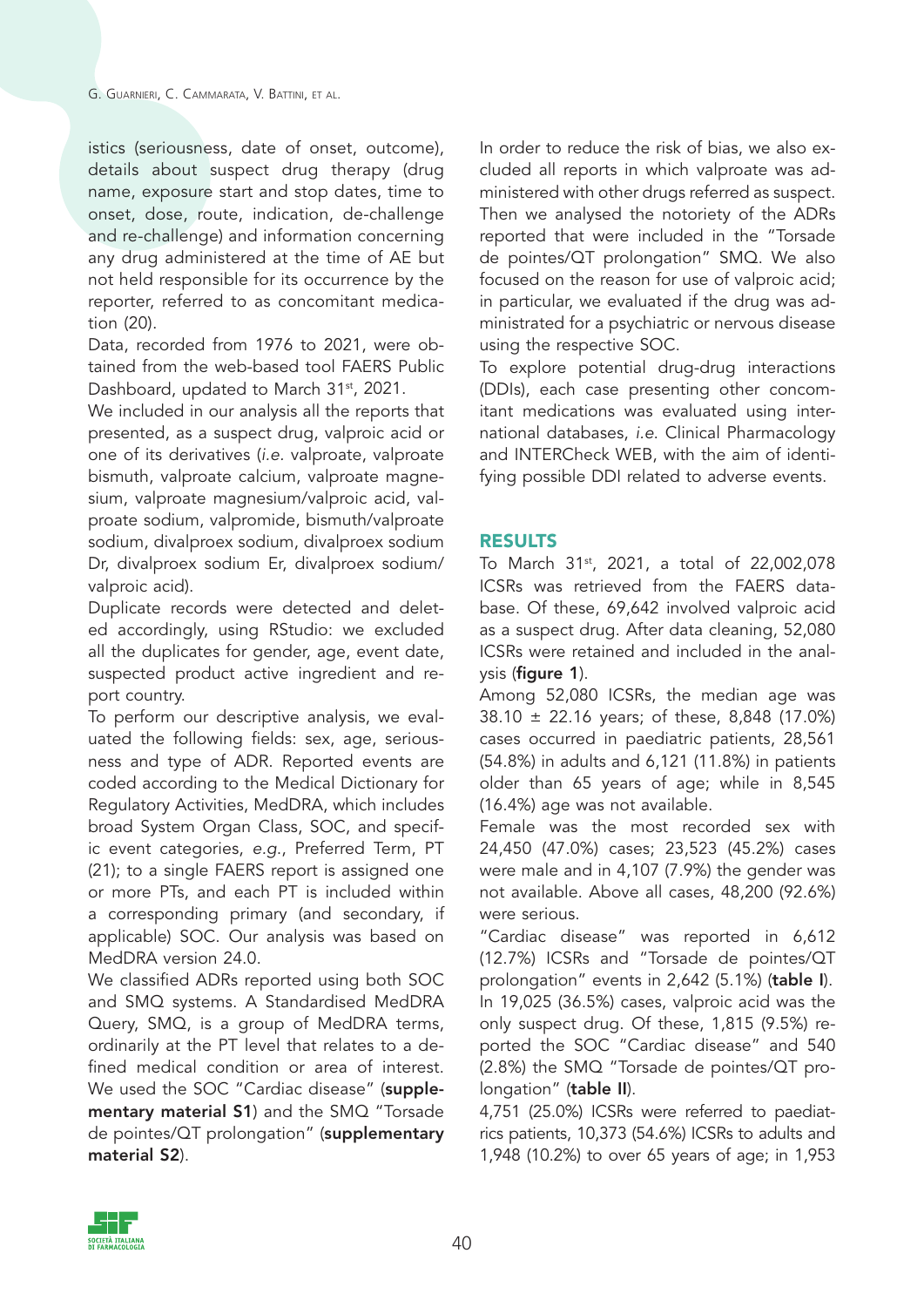istics (seriousness, date of onset, outcome), details about suspect drug therapy (drug name, exposure start and stop dates, time to onset, dose, route, indication, de-challenge and re-challenge) and information concerning any drug administered at the time of AE but not held responsible for its occurrence by the reporter, referred to as concomitant medication (20).

Data, recorded from 1976 to 2021, were obtained from the web-based tool FAERS Public Dashboard, updated to March 31st, 2021.

We included in our analysis all the reports that presented, as a suspect drug, valproic acid or one of its derivatives (*i.e.* valproate, valproate bismuth, valproate calcium, valproate magnesium, valproate magnesium/valproic acid, valproate sodium, valpromide, bismuth/valproate sodium, divalproex sodium, divalproex sodium Dr, divalproex sodium Er, divalproex sodium/valproic acid).

Duplicate records were detected and deleted accordingly, using RStudio: we excluded all the duplicates for gender, age, event date, suspected product active ingredient and report country.

To perform our descriptive analysis, we evaluated the following fields: sex, age, seriousness and type of ADR. Reported events are coded according to the Medical Dictionary for Regulatory Activities, MedDRA, which includes broad System Organ Class, SOC, and specific event categories, *e.g.*, Preferred Term, PT (21); to a single FAERS report is assigned one or more PTs, and each PT is included within a corresponding primary (and secondary, if applicable) SOC. Our analysis was based on MedDRA version 24.0.

We classified ADRs reported using both SOC and SMQ systems. A Standardised MedDRA Query, SMQ, is a group of MedDRA terms, ordinarily at the PT level that relates to a defined medical condition or area of interest. We used the SOC "Cardiac disease" (**supplementary material S1**) and the SMQ "Torsade de pointes/QT prolongation" (**supplementary material S2**).

In order to reduce the risk of bias, we also excluded all reports in which valproate was administered with other drugs referred as suspect. Then we analysed the notoriety of the ADRs reported that were included in the "Torsade de pointes/QT prolongation" SMQ. We also focused on the reason for use of valproic acid; in particular, we evaluated if the drug was administrated for a psychiatric or nervous disease using the respective SOC.

To explore potential drug-drug interactions (DDIs), each case presenting other concomitant medications was evaluated using international databases, *i.e.* Clinical Pharmacology and INTERCheck WEB, with the aim of identifying possible DDI related to adverse events.

## RESULTS

To March 31st, 2021, a total of 22,002,078 ICSRs was retrieved from the FAERS database. Of these, 69,642 involved valproic acid as a suspect drug. After data cleaning, 52,080 ICSRs were retained and included in the analysis (**figure 1**).

Among 52,080 ICSRs, the median age was 38.10 ± 22.16 years; of these, 8,848 (17.0%) cases occurred in paediatric patients, 28,561 (54.8%) in adults and 6,121 (11.8%) in patients older than 65 years of age; while in 8,545 (16.4%) age was not available.

Female was the most recorded sex with 24,450 (47.0%) cases; 23,523 (45.2%) cases were male and in 4,107 (7.9%) the gender was not available. Above all cases, 48,200 (92.6%) were serious.

"Cardiac disease" was reported in 6,612 (12.7%) ICSRs and "Torsade de pointes/QT prolongation" events in 2,642 (5.1%) (**table I**). In 19,025 (36.5%) cases, valproic acid was the only suspect drug. Of these, 1,815 (9.5%) reported the SOC "Cardiac disease" and 540 (2.8%) the SMQ "Torsade de pointes/QT prolongation" (**table II**).

4,751 (25.0%) ICSRs were referred to paediatrics patients, 10,373 (54.6%) ICSRs to adults and 1,948 (10.2%) to over 65 years of age; in 1,953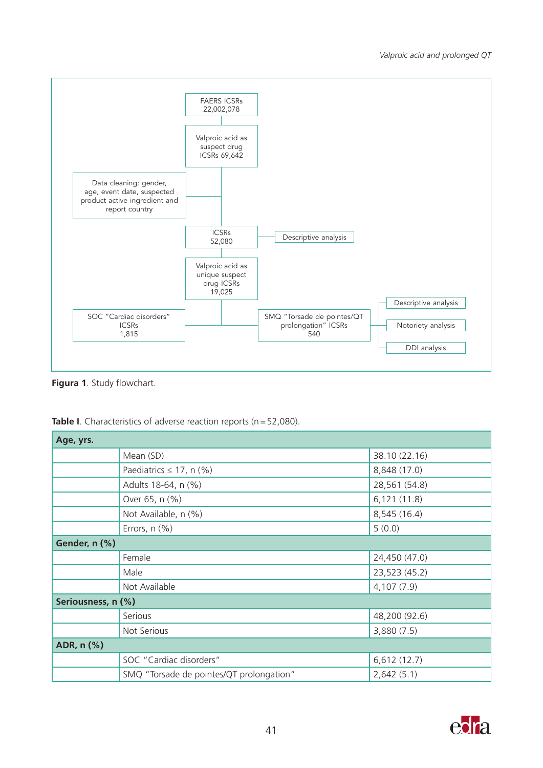FAERS ICSRs
22,002,078

Valproic acid as suspect drug ICSRs 69,642

Data cleaning: gender, age, event date, suspected product active ingredient and report country

ICSRs
52,080

Descriptive analysis

Valproic acid as unique suspect drug ICSRs
19,025

SOC "Cardiac disorders" ICSRs
1,815

SMQ "Torsade de pointes/QT prolongation" ICSRs
540

Descriptive analysis

Notoriety analysis

DDI analysis

**Figura 1**. Study flowchart.

**Table I**. Characteristics of adverse reaction reports (n = 52,080).

| **Age, yrs.** | | |
|---|---|---|
| | Mean (SD) | 38.10 (22.16) |
| | Paediatrics ≤ 17, n (%) | 8,848 (17.0) |
| | Adults 18-64, n (%) | 28,561 (54.8) |
| | Over 65, n (%) | 6,121 (11.8) |
| | Not Available, n (%) | 8,545 (16.4) |
| | Errors, n (%) | 5 (0.0) |
| **Gender, n (%)** | | |
| | Female | 24,450 (47.0) |
| | Male | 23,523 (45.2) |
| | Not Available | 4,107 (7.9) |
| **Seriousness, n (%)** | | |
| | Serious | 48,200 (92.6) |
| | Not Serious | 3,880 (7.5) |
| **ADR, n (%)** | | |
| | SOC "Cardiac disorders" | 6,612 (12.7) |
| | SMQ "Torsade de pointes/QT prolongation" | 2,642 (5.1) |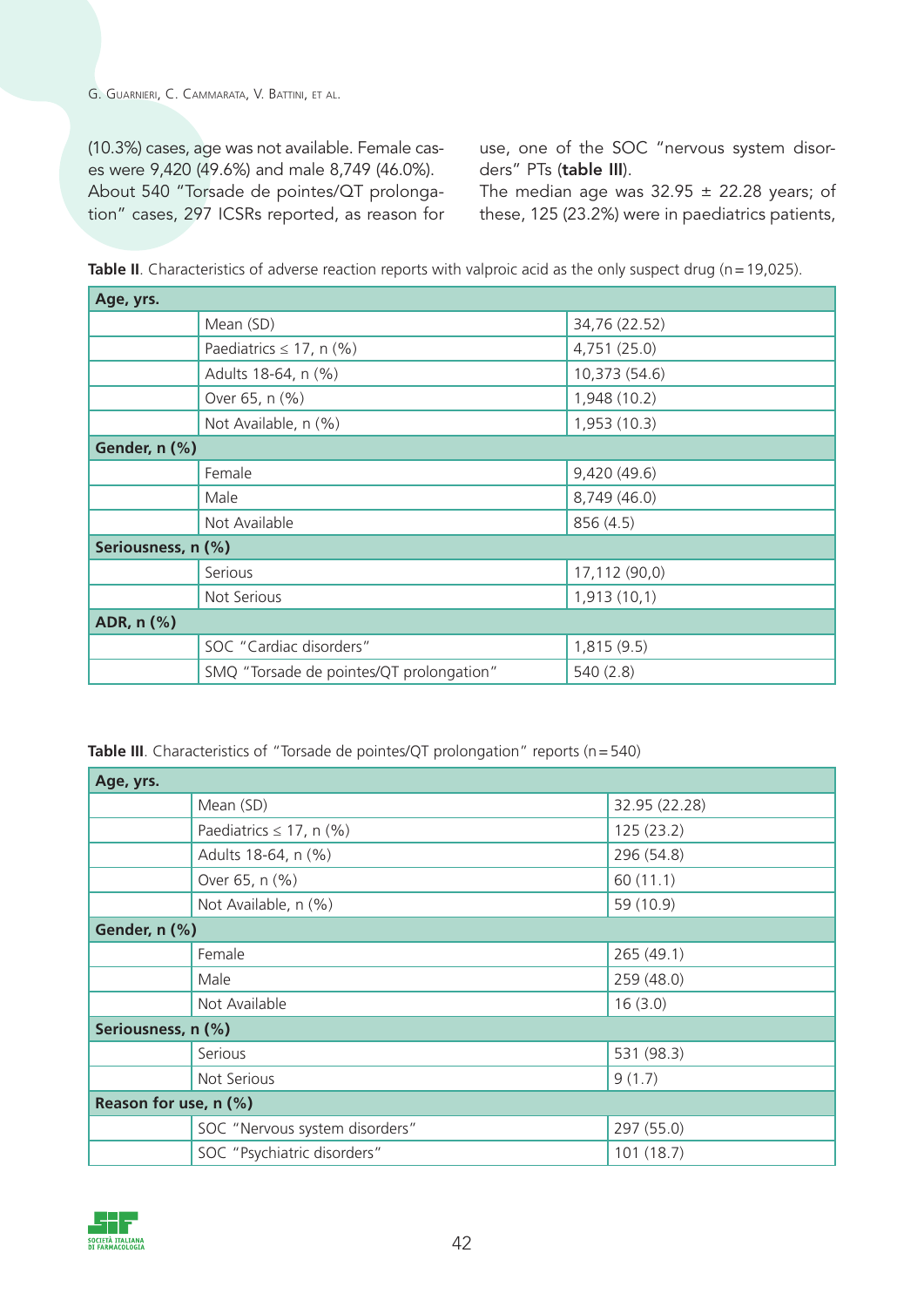(10.3%) cases, age was not available. Female cases were 9,420 (49.6%) and male 8,749 (46.0%). About 540 "Torsade de pointes/QT prolongation" cases, 297 ICSRs reported, as reason for use, one of the SOC "nervous system disorders" PTs (**table III**).

The median age was 32.95 ± 22.28 years; of these, 125 (23.2%) were in paediatrics patients,

**Table II**. Characteristics of adverse reaction reports with valproic acid as the only suspect drug (n = 19,025).

| **Age, yrs.** | | |
|---|---|---|
| | Mean (SD) | 34,76 (22.52) |
| | Paediatrics ≤ 17, n (%) | 4,751 (25.0) |
| | Adults 18-64, n (%) | 10,373 (54.6) |
| | Over 65, n (%) | 1,948 (10.2) |
| | Not Available, n (%) | 1,953 (10.3) |
| **Gender, n (%)** | | |
| | Female | 9,420 (49.6) |
| | Male | 8,749 (46.0) |
| | Not Available | 856 (4.5) |
| **Seriousness, n (%)** | | |
| | Serious | 17,112 (90,0) |
| | Not Serious | 1,913 (10,1) |
| **ADR, n (%)** | | |
| | SOC "Cardiac disorders" | 1,815 (9.5) |
| | SMQ "Torsade de pointes/QT prolongation" | 540 (2.8) |

**Table III**. Characteristics of "Torsade de pointes/QT prolongation" reports (n = 540)

| **Age, yrs.** | | |
|---|---|---|
| | Mean (SD) | 32.95 (22.28) |
| | Paediatrics ≤ 17, n (%) | 125 (23.2) |
| | Adults 18-64, n (%) | 296 (54.8) |
| | Over 65, n (%) | 60 (11.1) |
| | Not Available, n (%) | 59 (10.9) |
| **Gender, n (%)** | | |
| | Female | 265 (49.1) |
| | Male | 259 (48.0) |
| | Not Available | 16 (3.0) |
| **Seriousness, n (%)** | | |
| | Serious | 531 (98.3) |
| | Not Serious | 9 (1.7) |
| **Reason for use, n (%)** | | |
| | SOC "Nervous system disorders" | 297 (55.0) |
| | SOC "Psychiatric disorders" | 101 (18.7) |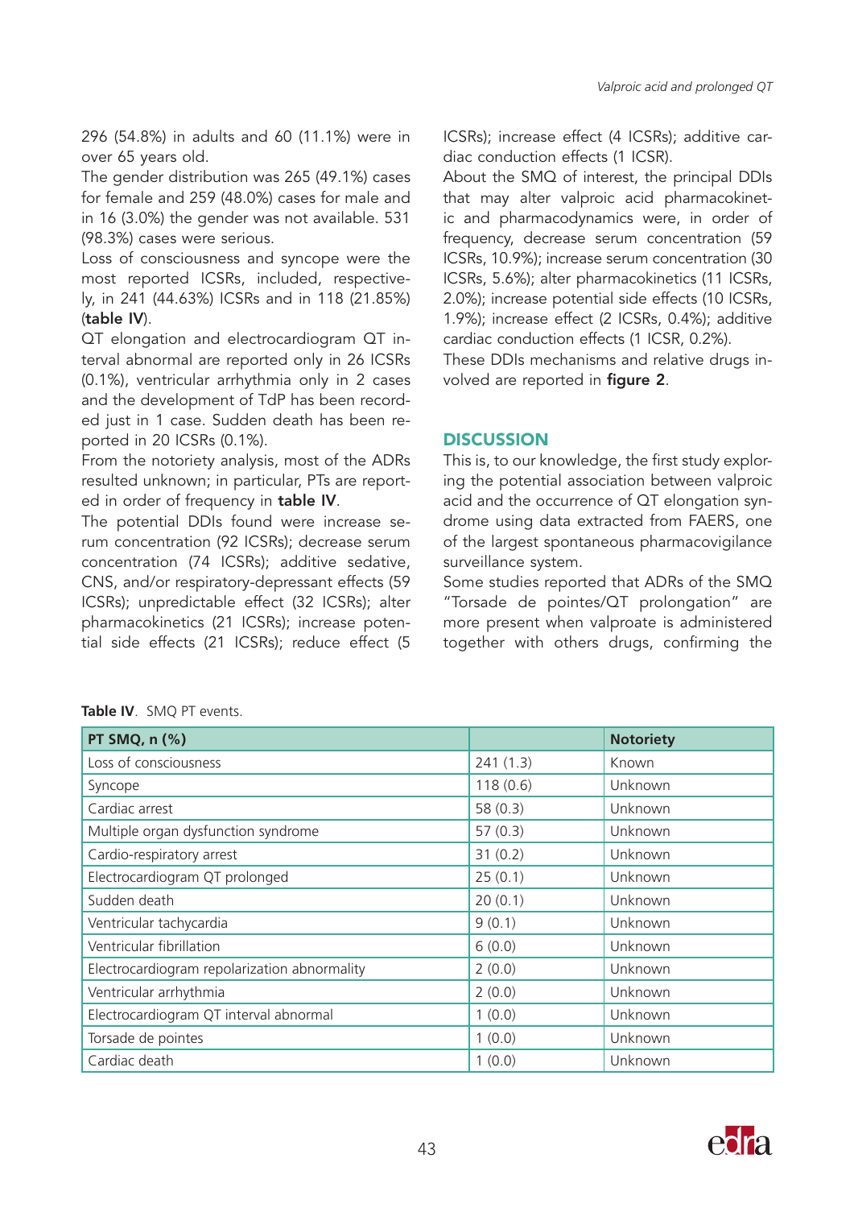296 (54.8%) in adults and 60 (11.1%) were in over 65 years old.

The gender distribution was 265 (49.1%) cases for female and 259 (48.0%) cases for male and in 16 (3.0%) the gender was not available. 531 (98.3%) cases were serious.

Loss of consciousness and syncope were the most reported ICSRs, included, respectively, in 241 (44.63%) ICSRs and in 118 (21.85%) (**table IV**).

QT elongation and electrocardiogram QT interval abnormal are reported only in 26 ICSRs (0.1%), ventricular arrhythmia only in 2 cases and the development of TdP has been recorded just in 1 case. Sudden death has been reported in 20 ICSRs (0.1%).

From the notoriety analysis, most of the ADRs resulted unknown; in particular, PTs are reported in order of frequency in **table IV**.

The potential DDIs found were increase serum concentration (92 ICSRs); decrease serum concentration (74 ICSRs); additive sedative, CNS, and/or respiratory-depressant effects (59 ICSRs); unpredictable effect (32 ICSRs); alter pharmacokinetics (21 ICSRs); increase potential side effects (21 ICSRs); reduce effect (5 ICSRs); increase effect (4 ICSRs); additive cardiac conduction effects (1 ICSR).

About the SMQ of interest, the principal DDIs that may alter valproic acid pharmacokinetic and pharmacodynamics were, in order of frequency, decrease serum concentration (59 ICSRs, 10.9%); increase serum concentration (30 ICSRs, 5.6%); alter pharmacokinetics (11 ICSRs, 2.0%); increase potential side effects (10 ICSRs, 1.9%); increase effect (2 ICSRs, 0.4%); additive cardiac conduction effects (1 ICSR, 0.2%).

These DDIs mechanisms and relative drugs involved are reported in **figure 2**.

## DISCUSSION

This is, to our knowledge, the first study exploring the potential association between valproic acid and the occurrence of QT elongation syndrome using data extracted from FAERS, one of the largest spontaneous pharmacovigilance surveillance system.

Some studies reported that ADRs of the SMQ "Torsade de pointes/QT prolongation" are more present when valproate is administered together with others drugs, confirming the

**Table IV**. SMQ PT events.

| PT SMQ, n (%) | | Notoriety |
|---|---|---|
| Loss of consciousness | 241 (1.3) | Known |
| Syncope | 118 (0.6) | Unknown |
| Cardiac arrest | 58 (0.3) | Unknown |
| Multiple organ dysfunction syndrome | 57 (0.3) | Unknown |
| Cardio-respiratory arrest | 31 (0.2) | Unknown |
| Electrocardiogram QT prolonged | 25 (0.1) | Unknown |
| Sudden death | 20 (0.1) | Unknown |
| Ventricular tachycardia | 9 (0.1) | Unknown |
| Ventricular fibrillation | 6 (0.0) | Unknown |
| Electrocardiogram repolarization abnormality | 2 (0.0) | Unknown |
| Ventricular arrhythmia | 2 (0.0) | Unknown |
| Electrocardiogram QT interval abnormal | 1 (0.0) | Unknown |
| Torsade de pointes | 1 (0.0) | Unknown |
| Cardiac death | 1 (0.0) | Unknown |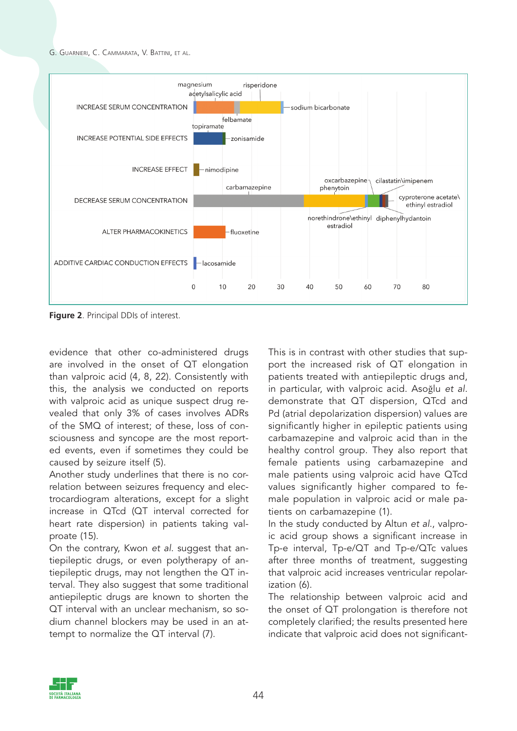Figure 2. Principal DDIs of interest.

evidence that other co-administered drugs are involved in the onset of QT elongation than valproic acid (4, 8, 22). Consistently with this, the analysis we conducted on reports with valproic acid as unique suspect drug revealed that only 3% of cases involves ADRs of the SMQ of interest; of these, loss of consciousness and syncope are the most reported events, even if sometimes they could be caused by seizure itself (5).

Another study underlines that there is no correlation between seizures frequency and electrocardiogram alterations, except for a slight increase in QTcd (QT interval corrected for heart rate dispersion) in patients taking valproate (15).

On the contrary, Kwon *et al*. suggest that antiepileptic drugs, or even polytherapy of antiepileptic drugs, may not lengthen the QT interval. They also suggest that some traditional antiepileptic drugs are known to shorten the QT interval with an unclear mechanism, so sodium channel blockers may be used in an attempt to normalize the QT interval (7).

This is in contrast with other studies that support the increased risk of QT elongation in patients treated with antiepileptic drugs and, in particular, with valproic acid. Asoğlu *et al*. demonstrate that QT dispersion, QTcd and Pd (atrial depolarization dispersion) values are significantly higher in epileptic patients using carbamazepine and valproic acid than in the healthy control group. They also report that female patients using carbamazepine and male patients using valproic acid have QTcd values significantly higher compared to female population in valproic acid or male patients on carbamazepine (1).

In the study conducted by Altun *et al*., valproic acid group shows a significant increase in Tp-e interval, Tp-e/QT and Tp-e/QTc values after three months of treatment, suggesting that valproic acid increases ventricular repolarization (6).

The relationship between valproic acid and the onset of QT prolongation is therefore not completely clarified; the results presented here indicate that valproic acid does not significant-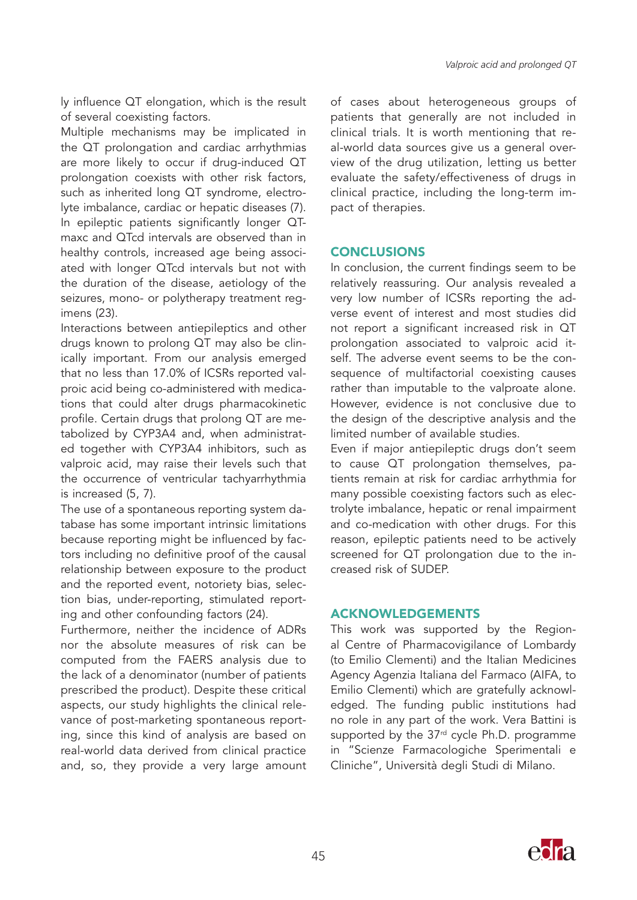ly influence QT elongation, which is the result of several coexisting factors.

Multiple mechanisms may be implicated in the QT prolongation and cardiac arrhythmias are more likely to occur if drug-induced QT prolongation coexists with other risk factors, such as inherited long QT syndrome, electrolyte imbalance, cardiac or hepatic diseases (7). In epileptic patients significantly longer QTmaxc and QTcd intervals are observed than in healthy controls, increased age being associated with longer QTcd intervals but not with the duration of the disease, aetiology of the seizures, mono- or polytherapy treatment regimens (23).

Interactions between antiepileptics and other drugs known to prolong QT may also be clinically important. From our analysis emerged that no less than 17.0% of ICSRs reported valproic acid being co-administered with medications that could alter drugs pharmacokinetic profile. Certain drugs that prolong QT are metabolized by CYP3A4 and, when administrated together with CYP3A4 inhibitors, such as valproic acid, may raise their levels such that the occurrence of ventricular tachyarrhythmia is increased (5, 7).

The use of a spontaneous reporting system database has some important intrinsic limitations because reporting might be influenced by factors including no definitive proof of the causal relationship between exposure to the product and the reported event, notoriety bias, selection bias, under-reporting, stimulated reporting and other confounding factors (24).

Furthermore, neither the incidence of ADRs nor the absolute measures of risk can be computed from the FAERS analysis due to the lack of a denominator (number of patients prescribed the product). Despite these critical aspects, our study highlights the clinical relevance of post-marketing spontaneous reporting, since this kind of analysis are based on real-world data derived from clinical practice and, so, they provide a very large amount of cases about heterogeneous groups of patients that generally are not included in clinical trials. It is worth mentioning that real-world data sources give us a general overview of the drug utilization, letting us better evaluate the safety/effectiveness of drugs in clinical practice, including the long-term impact of therapies.

## CONCLUSIONS

In conclusion, the current findings seem to be relatively reassuring. Our analysis revealed a very low number of ICSRs reporting the adverse event of interest and most studies did not report a significant increased risk in QT prolongation associated to valproic acid itself. The adverse event seems to be the consequence of multifactorial coexisting causes rather than imputable to the valproate alone. However, evidence is not conclusive due to the design of the descriptive analysis and the limited number of available studies.

Even if major antiepileptic drugs don't seem to cause QT prolongation themselves, patients remain at risk for cardiac arrhythmia for many possible coexisting factors such as electrolyte imbalance, hepatic or renal impairment and co-medication with other drugs. For this reason, epileptic patients need to be actively screened for QT prolongation due to the increased risk of SUDEP.

## ACKNOWLEDGEMENTS

This work was supported by the Regional Centre of Pharmacovigilance of Lombardy (to Emilio Clementi) and the Italian Medicines Agency Agenzia Italiana del Farmaco (AIFA, to Emilio Clementi) which are gratefully acknowledged. The funding public institutions had no role in any part of the work. Vera Battini is supported by the 37rd cycle Ph.D. programme in "Scienze Farmacologiche Sperimentali e Cliniche", Università degli Studi di Milano.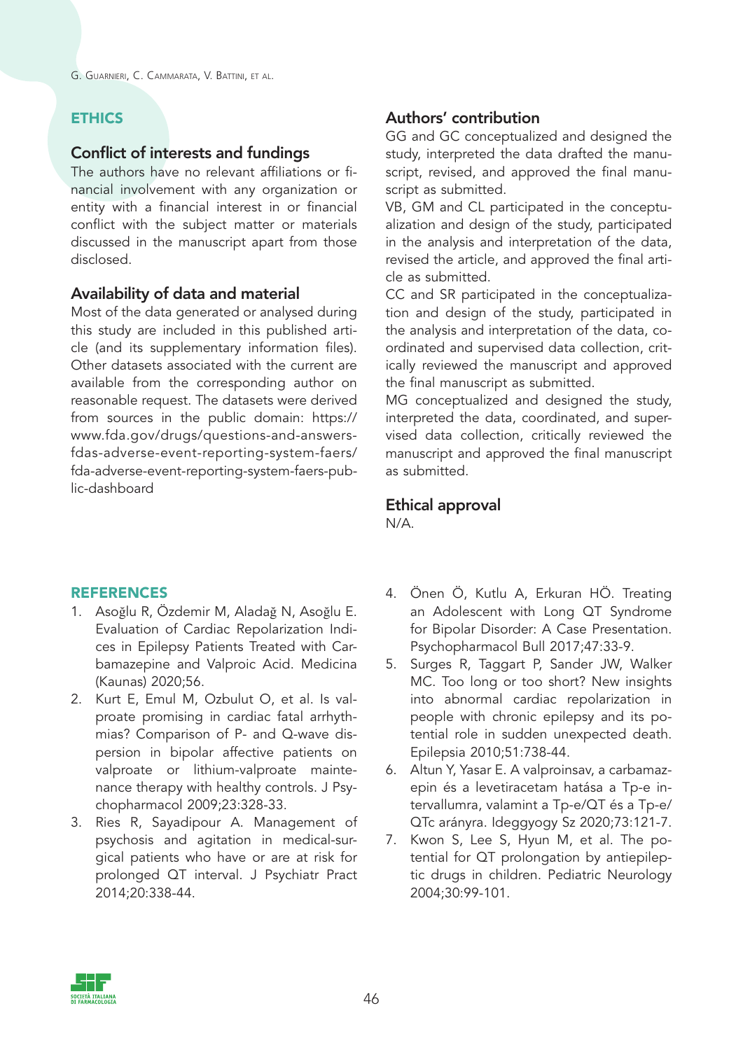## ETHICS

### Conflict of interests and fundings

The authors have no relevant affiliations or financial involvement with any organization or entity with a financial interest in or financial conflict with the subject matter or materials discussed in the manuscript apart from those disclosed.

### Availability of data and material

Most of the data generated or analysed during this study are included in this published article (and its supplementary information files). Other datasets associated with the current are available from the corresponding author on reasonable request. The datasets were derived from sources in the public domain: https://www.fda.gov/drugs/questions-and-answers-fdas-adverse-event-reporting-system-faers/fda-adverse-event-reporting-system-faers-public-dashboard

### Authors' contribution

GG and GC conceptualized and designed the study, interpreted the data drafted the manuscript, revised, and approved the final manuscript as submitted.

VB, GM and CL participated in the conceptualization and design of the study, participated in the analysis and interpretation of the data, revised the article, and approved the final article as submitted.

CC and SR participated in the conceptualization and design of the study, participated in the analysis and interpretation of the data, coordinated and supervised data collection, critically reviewed the manuscript and approved the final manuscript as submitted.

MG conceptualized and designed the study, interpreted the data, coordinated, and supervised data collection, critically reviewed the manuscript and approved the final manuscript as submitted.

### Ethical approval

N/A.

## REFERENCES

1. Asoğlu R, Özdemir M, Aladağ N, Asoğlu E. Evaluation of Cardiac Repolarization Indices in Epilepsy Patients Treated with Carbamazepine and Valproic Acid. Medicina (Kaunas) 2020;56.
2. Kurt E, Emul M, Ozbulut O, et al. Is valproate promising in cardiac fatal arrhythmias? Comparison of P- and Q-wave dispersion in bipolar affective patients on valproate or lithium-valproate maintenance therapy with healthy controls. J Psychopharmacol 2009;23:328-33.
3. Ries R, Sayadipour A. Management of psychosis and agitation in medical-surgical patients who have or are at risk for prolonged QT interval. J Psychiatr Pract 2014;20:338-44.
4. Önen Ö, Kutlu A, Erkuran HÖ. Treating an Adolescent with Long QT Syndrome for Bipolar Disorder: A Case Presentation. Psychopharmacol Bull 2017;47:33-9.
5. Surges R, Taggart P, Sander JW, Walker MC. Too long or too short? New insights into abnormal cardiac repolarization in people with chronic epilepsy and its potential role in sudden unexpected death. Epilepsia 2010;51:738-44.
6. Altun Y, Yasar E. A valproinsav, a carbamazepin és a levetiracetam hatása a Tp-e intervallumra, valamint a Tp-e/QT és a Tp-e/QTc arányra. Ideggyogy Sz 2020;73:121-7.
7. Kwon S, Lee S, Hyun M, et al. The potential for QT prolongation by antiepileptic drugs in children. Pediatric Neurology 2004;30:99-101.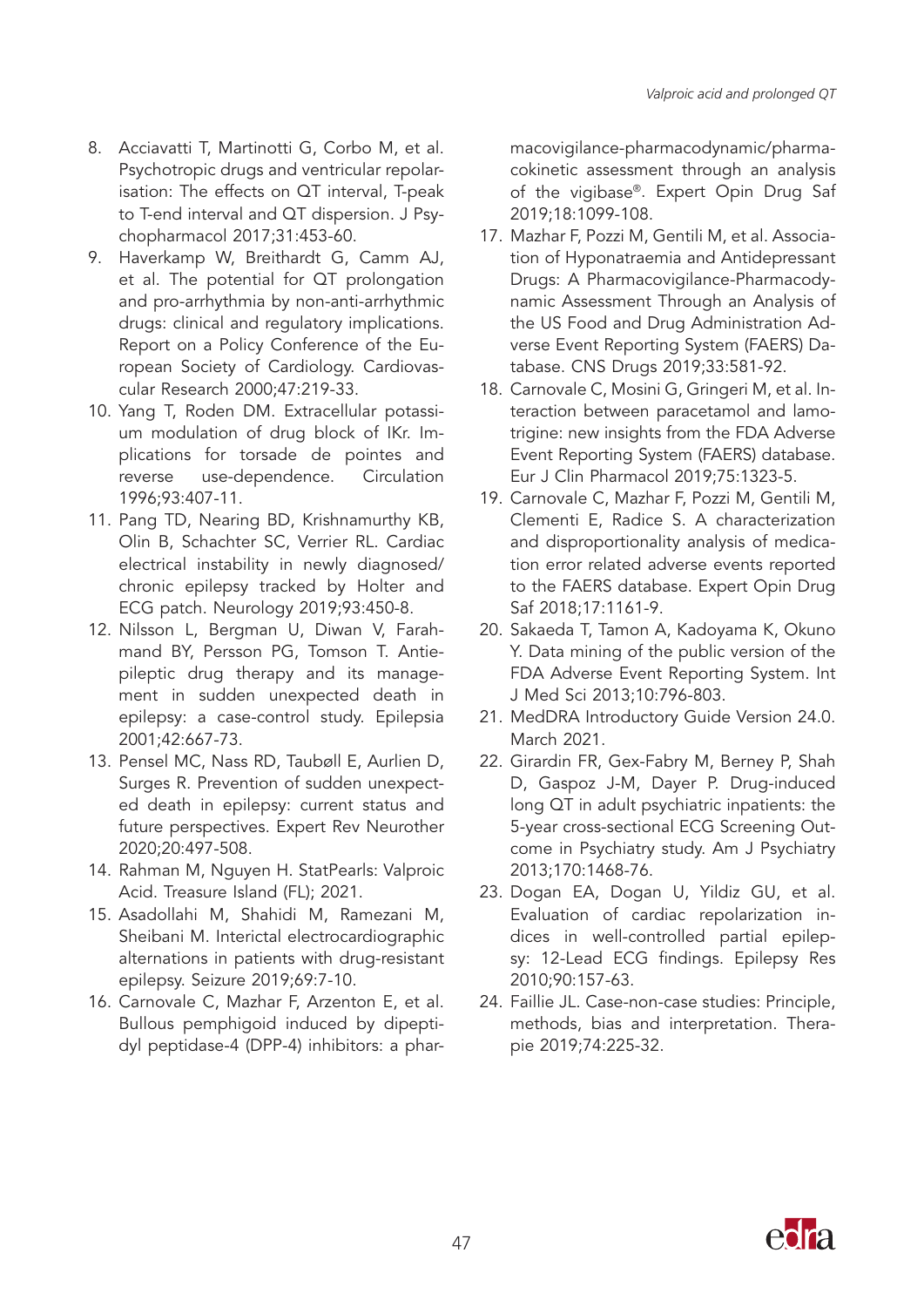8. Acciavatti T, Martinotti G, Corbo M, et al. Psychotropic drugs and ventricular repolarisation: The effects on QT interval, T-peak to T-end interval and QT dispersion. J Psychopharmacol 2017;31:453-60.
9. Haverkamp W, Breithardt G, Camm AJ, et al. The potential for QT prolongation and pro-arrhythmia by non-anti-arrhythmic drugs: clinical and regulatory implications. Report on a Policy Conference of the European Society of Cardiology. Cardiovascular Research 2000;47:219-33.
10. Yang T, Roden DM. Extracellular potassium modulation of drug block of IKr. Implications for torsade de pointes and reverse use-dependence. Circulation 1996;93:407-11.
11. Pang TD, Nearing BD, Krishnamurthy KB, Olin B, Schachter SC, Verrier RL. Cardiac electrical instability in newly diagnosed/chronic epilepsy tracked by Holter and ECG patch. Neurology 2019;93:450-8.
12. Nilsson L, Bergman U, Diwan V, Farahmand BY, Persson PG, Tomson T. Antiepileptic drug therapy and its management in sudden unexpected death in epilepsy: a case-control study. Epilepsia 2001;42:667-73.
13. Pensel MC, Nass RD, Taubøll E, Aurlien D, Surges R. Prevention of sudden unexpected death in epilepsy: current status and future perspectives. Expert Rev Neurother 2020;20:497-508.
14. Rahman M, Nguyen H. StatPearls: Valproic Acid. Treasure Island (FL); 2021.
15. Asadollahi M, Shahidi M, Ramezani M, Sheibani M. Interictal electrocardiographic alternations in patients with drug-resistant epilepsy. Seizure 2019;69:7-10.
16. Carnovale C, Mazhar F, Arzenton E, et al. Bullous pemphigoid induced by dipeptidyl peptidase-4 (DPP-4) inhibitors: a pharmacovigilance-pharmacodynamic/pharmacokinetic assessment through an analysis of the vigibase®. Expert Opin Drug Saf 2019;18:1099-108.
17. Mazhar F, Pozzi M, Gentili M, et al. Association of Hyponatraemia and Antidepressant Drugs: A Pharmacovigilance-Pharmacodynamic Assessment Through an Analysis of the US Food and Drug Administration Adverse Event Reporting System (FAERS) Database. CNS Drugs 2019;33:581-92.
18. Carnovale C, Mosini G, Gringeri M, et al. Interaction between paracetamol and lamotrigine: new insights from the FDA Adverse Event Reporting System (FAERS) database. Eur J Clin Pharmacol 2019;75:1323-5.
19. Carnovale C, Mazhar F, Pozzi M, Gentili M, Clementi E, Radice S. A characterization and disproportionality analysis of medication error related adverse events reported to the FAERS database. Expert Opin Drug Saf 2018;17:1161-9.
20. Sakaeda T, Tamon A, Kadoyama K, Okuno Y. Data mining of the public version of the FDA Adverse Event Reporting System. Int J Med Sci 2013;10:796-803.
21. MedDRA Introductory Guide Version 24.0. March 2021.
22. Girardin FR, Gex-Fabry M, Berney P, Shah D, Gaspoz J-M, Dayer P. Drug-induced long QT in adult psychiatric inpatients: the 5-year cross-sectional ECG Screening Outcome in Psychiatry study. Am J Psychiatry 2013;170:1468-76.
23. Dogan EA, Dogan U, Yildiz GU, et al. Evaluation of cardiac repolarization indices in well-controlled partial epilepsy: 12-Lead ECG findings. Epilepsy Res 2010;90:157-63.
24. Faillie JL. Case-non-case studies: Principle, methods, bias and interpretation. Therapie 2019;74:225-32.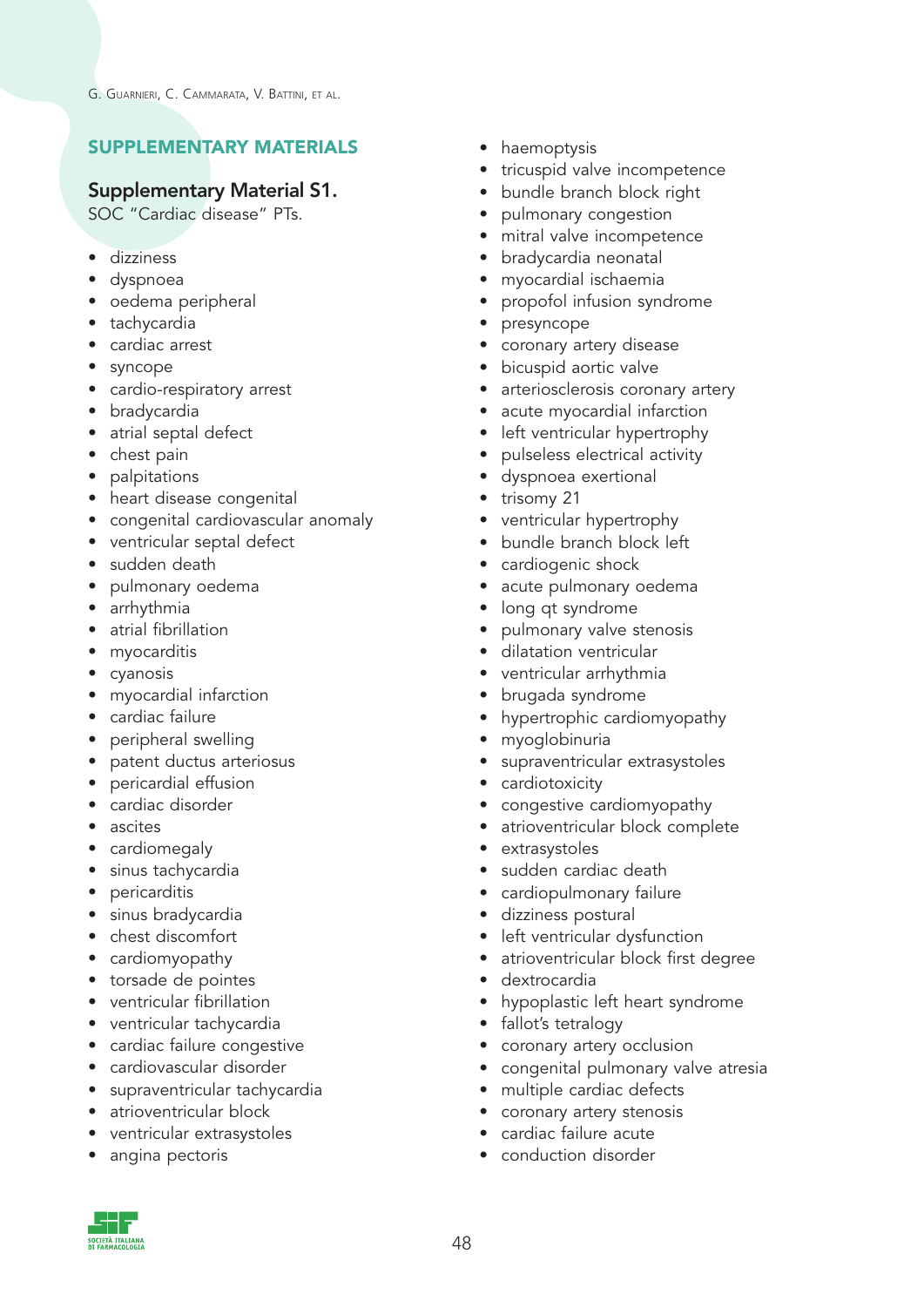## SUPPLEMENTARY MATERIALS

### Supplementary Material S1.

SOC "Cardiac disease" PTs.

- dizziness
- dyspnoea
- oedema peripheral
- tachycardia
- cardiac arrest
- syncope
- cardio-respiratory arrest
- bradycardia
- atrial septal defect
- chest pain
- palpitations
- heart disease congenital
- congenital cardiovascular anomaly
- ventricular septal defect
- sudden death
- pulmonary oedema
- arrhythmia
- atrial fibrillation
- myocarditis
- cyanosis
- myocardial infarction
- cardiac failure
- peripheral swelling
- patent ductus arteriosus
- pericardial effusion
- cardiac disorder
- ascites
- cardiomegaly
- sinus tachycardia
- pericarditis
- sinus bradycardia
- chest discomfort
- cardiomyopathy
- torsade de pointes
- ventricular fibrillation
- ventricular tachycardia
- cardiac failure congestive
- cardiovascular disorder
- supraventricular tachycardia
- atrioventricular block
- ventricular extrasystoles
- angina pectoris
- haemoptysis
- tricuspid valve incompetence
- bundle branch block right
- pulmonary congestion
- mitral valve incompetence
- bradycardia neonatal
- myocardial ischaemia
- propofol infusion syndrome
- presyncope
- coronary artery disease
- bicuspid aortic valve
- arteriosclerosis coronary artery
- acute myocardial infarction
- left ventricular hypertrophy
- pulseless electrical activity
- dyspnoea exertional
- trisomy 21
- ventricular hypertrophy
- bundle branch block left
- cardiogenic shock
- acute pulmonary oedema
- long qt syndrome
- pulmonary valve stenosis
- dilatation ventricular
- ventricular arrhythmia
- brugada syndrome
- hypertrophic cardiomyopathy
- myoglobinuria
- supraventricular extrasystoles
- cardiotoxicity
- congestive cardiomyopathy
- atrioventricular block complete
- extrasystoles
- sudden cardiac death
- cardiopulmonary failure
- dizziness postural
- left ventricular dysfunction
- atrioventricular block first degree
- dextrocardia
- hypoplastic left heart syndrome
- fallot's tetralogy
- coronary artery occlusion
- congenital pulmonary valve atresia
- multiple cardiac defects
- coronary artery stenosis
- cardiac failure acute
- conduction disorder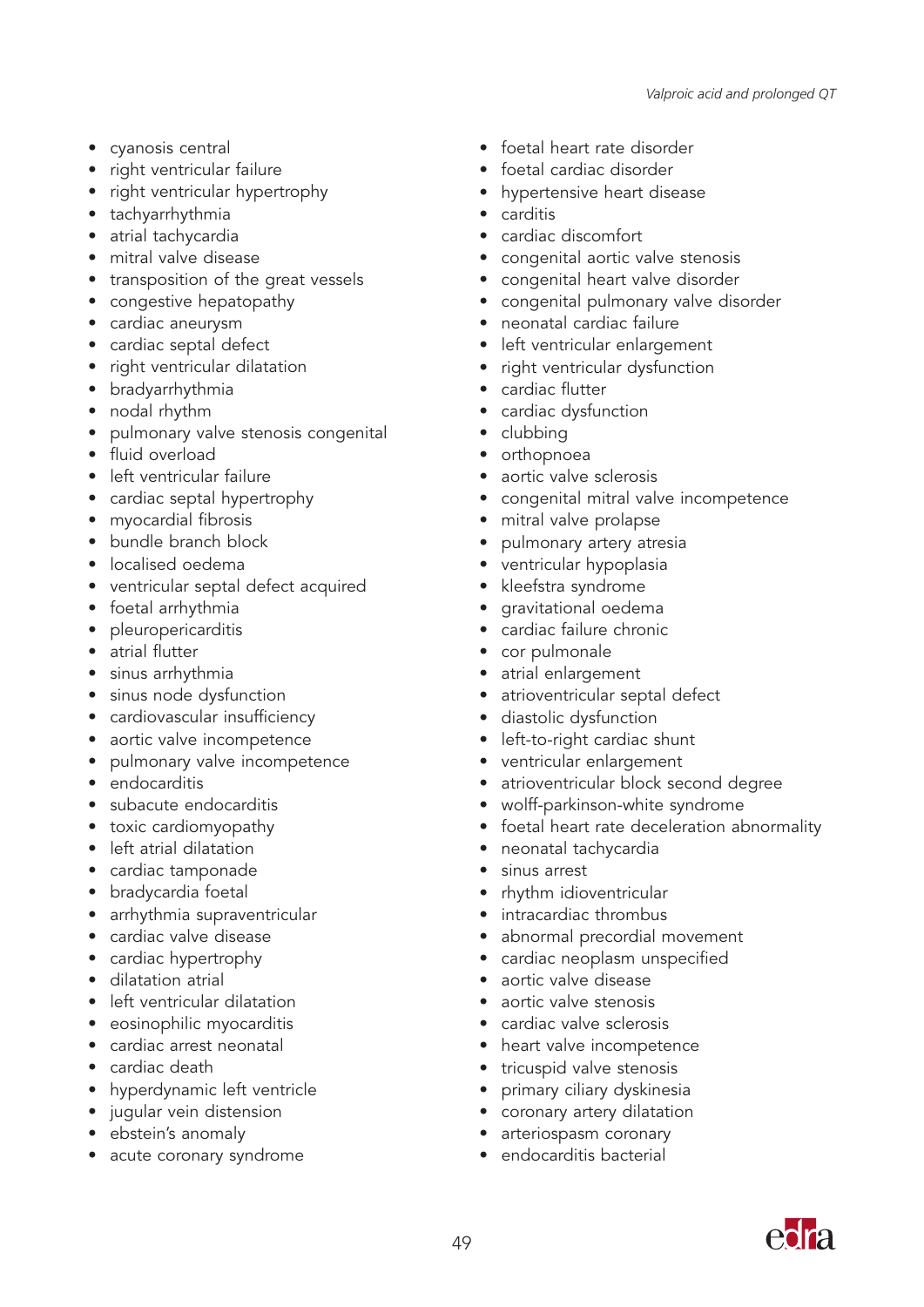- cyanosis central
- right ventricular failure
- right ventricular hypertrophy
- tachyarrhythmia
- atrial tachycardia
- mitral valve disease
- transposition of the great vessels
- congestive hepatopathy
- cardiac aneurysm
- cardiac septal defect
- right ventricular dilatation
- bradyarrhythmia
- nodal rhythm
- pulmonary valve stenosis congenital
- fluid overload
- left ventricular failure
- cardiac septal hypertrophy
- myocardial fibrosis
- bundle branch block
- localised oedema
- ventricular septal defect acquired
- foetal arrhythmia
- pleuropericarditis
- atrial flutter
- sinus arrhythmia
- sinus node dysfunction
- cardiovascular insufficiency
- aortic valve incompetence
- pulmonary valve incompetence
- endocarditis
- subacute endocarditis
- toxic cardiomyopathy
- left atrial dilatation
- cardiac tamponade
- bradycardia foetal
- arrhythmia supraventricular
- cardiac valve disease
- cardiac hypertrophy
- dilatation atrial
- left ventricular dilatation
- eosinophilic myocarditis
- cardiac arrest neonatal
- cardiac death
- hyperdynamic left ventricle
- jugular vein distension
- ebstein's anomaly
- acute coronary syndrome
- foetal heart rate disorder
- foetal cardiac disorder
- hypertensive heart disease
- carditis
- cardiac discomfort
- congenital aortic valve stenosis
- congenital heart valve disorder
- congenital pulmonary valve disorder
- neonatal cardiac failure
- left ventricular enlargement
- right ventricular dysfunction
- cardiac flutter
- cardiac dysfunction
- clubbing
- orthopnoea
- aortic valve sclerosis
- congenital mitral valve incompetence
- mitral valve prolapse
- pulmonary artery atresia
- ventricular hypoplasia
- kleefstra syndrome
- gravitational oedema
- cardiac failure chronic
- cor pulmonale
- atrial enlargement
- atrioventricular septal defect
- diastolic dysfunction
- left-to-right cardiac shunt
- ventricular enlargement
- atrioventricular block second degree
- wolff-parkinson-white syndrome
- foetal heart rate deceleration abnormality
- neonatal tachycardia
- sinus arrest
- rhythm idioventricular
- intracardiac thrombus
- abnormal precordial movement
- cardiac neoplasm unspecified
- aortic valve disease
- aortic valve stenosis
- cardiac valve sclerosis
- heart valve incompetence
- tricuspid valve stenosis
- primary ciliary dyskinesia
- coronary artery dilatation
- arteriospasm coronary
- endocarditis bacterial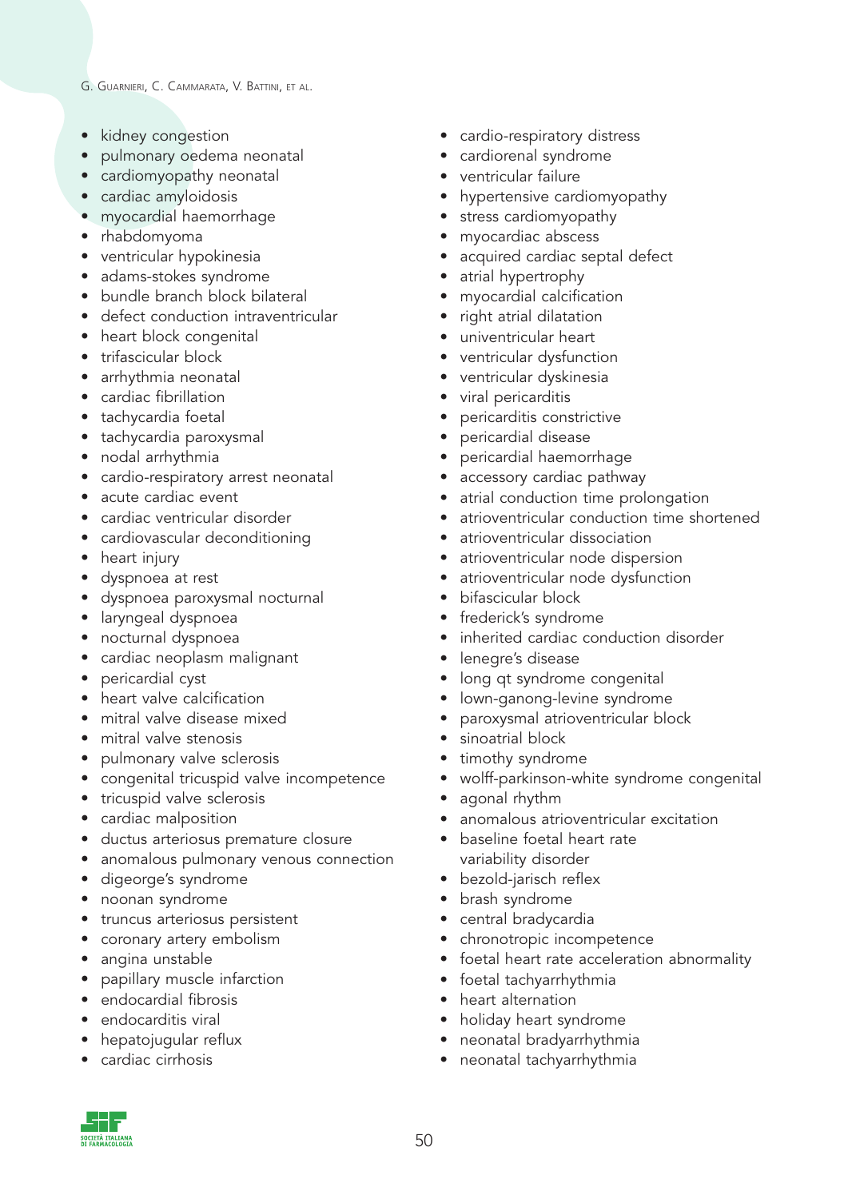- kidney congestion
- pulmonary oedema neonatal
- cardiomyopathy neonatal
- cardiac amyloidosis
- myocardial haemorrhage
- rhabdomyoma
- ventricular hypokinesia
- adams-stokes syndrome
- bundle branch block bilateral
- defect conduction intraventricular
- heart block congenital
- trifascicular block
- arrhythmia neonatal
- cardiac fibrillation
- tachycardia foetal
- tachycardia paroxysmal
- nodal arrhythmia
- cardio-respiratory arrest neonatal
- acute cardiac event
- cardiac ventricular disorder
- cardiovascular deconditioning
- heart injury
- dyspnoea at rest
- dyspnoea paroxysmal nocturnal
- laryngeal dyspnoea
- nocturnal dyspnoea
- cardiac neoplasm malignant
- pericardial cyst
- heart valve calcification
- mitral valve disease mixed
- mitral valve stenosis
- pulmonary valve sclerosis
- congenital tricuspid valve incompetence
- tricuspid valve sclerosis
- cardiac malposition
- ductus arteriosus premature closure
- anomalous pulmonary venous connection
- digeorge's syndrome
- noonan syndrome
- truncus arteriosus persistent
- coronary artery embolism
- angina unstable
- papillary muscle infarction
- endocardial fibrosis
- endocarditis viral
- hepatojugular reflux
- cardiac cirrhosis
- cardio-respiratory distress
- cardiorenal syndrome
- ventricular failure
- hypertensive cardiomyopathy
- stress cardiomyopathy
- myocardiac abscess
- acquired cardiac septal defect
- atrial hypertrophy
- myocardial calcification
- right atrial dilatation
- univentricular heart
- ventricular dysfunction
- ventricular dyskinesia
- viral pericarditis
- pericarditis constrictive
- pericardial disease
- pericardial haemorrhage
- accessory cardiac pathway
- atrial conduction time prolongation
- atrioventricular conduction time shortened
- atrioventricular dissociation
- atrioventricular node dispersion
- atrioventricular node dysfunction
- bifascicular block
- frederick's syndrome
- inherited cardiac conduction disorder
- lenegre's disease
- long qt syndrome congenital
- lown-ganong-levine syndrome
- paroxysmal atrioventricular block
- sinoatrial block
- timothy syndrome
- wolff-parkinson-white syndrome congenital
- agonal rhythm
- anomalous atrioventricular excitation
- baseline foetal heart rate variability disorder
- bezold-jarisch reflex
- brash syndrome
- central bradycardia
- chronotropic incompetence
- foetal heart rate acceleration abnormality
- foetal tachyarrhythmia
- heart alternation
- holiday heart syndrome
- neonatal bradyarrhythmia
- neonatal tachyarrhythmia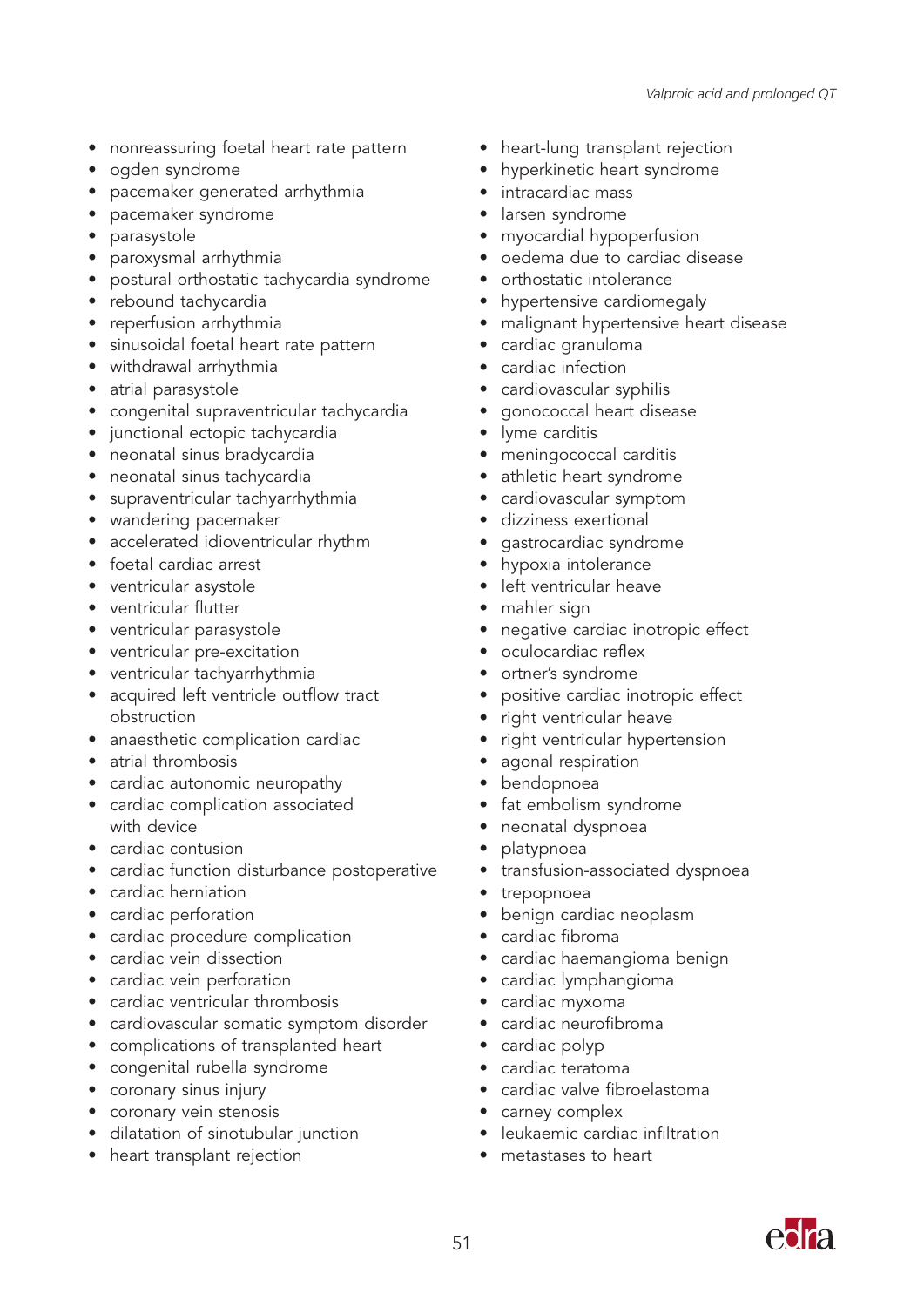- nonreassuring foetal heart rate pattern
- ogden syndrome
- pacemaker generated arrhythmia
- pacemaker syndrome
- parasystole
- paroxysmal arrhythmia
- postural orthostatic tachycardia syndrome
- rebound tachycardia
- reperfusion arrhythmia
- sinusoidal foetal heart rate pattern
- withdrawal arrhythmia
- atrial parasystole
- congenital supraventricular tachycardia
- junctional ectopic tachycardia
- neonatal sinus bradycardia
- neonatal sinus tachycardia
- supraventricular tachyarrhythmia
- wandering pacemaker
- accelerated idioventricular rhythm
- foetal cardiac arrest
- ventricular asystole
- ventricular flutter
- ventricular parasystole
- ventricular pre-excitation
- ventricular tachyarrhythmia
- acquired left ventricle outflow tract obstruction
- anaesthetic complication cardiac
- atrial thrombosis
- cardiac autonomic neuropathy
- cardiac complication associated with device
- cardiac contusion
- cardiac function disturbance postoperative
- cardiac herniation
- cardiac perforation
- cardiac procedure complication
- cardiac vein dissection
- cardiac vein perforation
- cardiac ventricular thrombosis
- cardiovascular somatic symptom disorder
- complications of transplanted heart
- congenital rubella syndrome
- coronary sinus injury
- coronary vein stenosis
- dilatation of sinotubular junction
- heart transplant rejection
- heart-lung transplant rejection
- hyperkinetic heart syndrome
- intracardiac mass
- larsen syndrome
- myocardial hypoperfusion
- oedema due to cardiac disease
- orthostatic intolerance
- hypertensive cardiomegaly
- malignant hypertensive heart disease
- cardiac granuloma
- cardiac infection
- cardiovascular syphilis
- gonococcal heart disease
- lyme carditis
- meningococcal carditis
- athletic heart syndrome
- cardiovascular symptom
- dizziness exertional
- gastrocardiac syndrome
- hypoxia intolerance
- left ventricular heave
- mahler sign
- negative cardiac inotropic effect
- oculocardiac reflex
- ortner's syndrome
- positive cardiac inotropic effect
- right ventricular heave
- right ventricular hypertension
- agonal respiration
- bendopnoea
- fat embolism syndrome
- neonatal dyspnoea
- platypnoea
- transfusion-associated dyspnoea
- trepopnoea
- benign cardiac neoplasm
- cardiac fibroma
- cardiac haemangioma benign
- cardiac lymphangioma
- cardiac myxoma
- cardiac neurofibroma
- cardiac polyp
- cardiac teratoma
- cardiac valve fibroelastoma
- carney complex
- leukaemic cardiac infiltration
- metastases to heart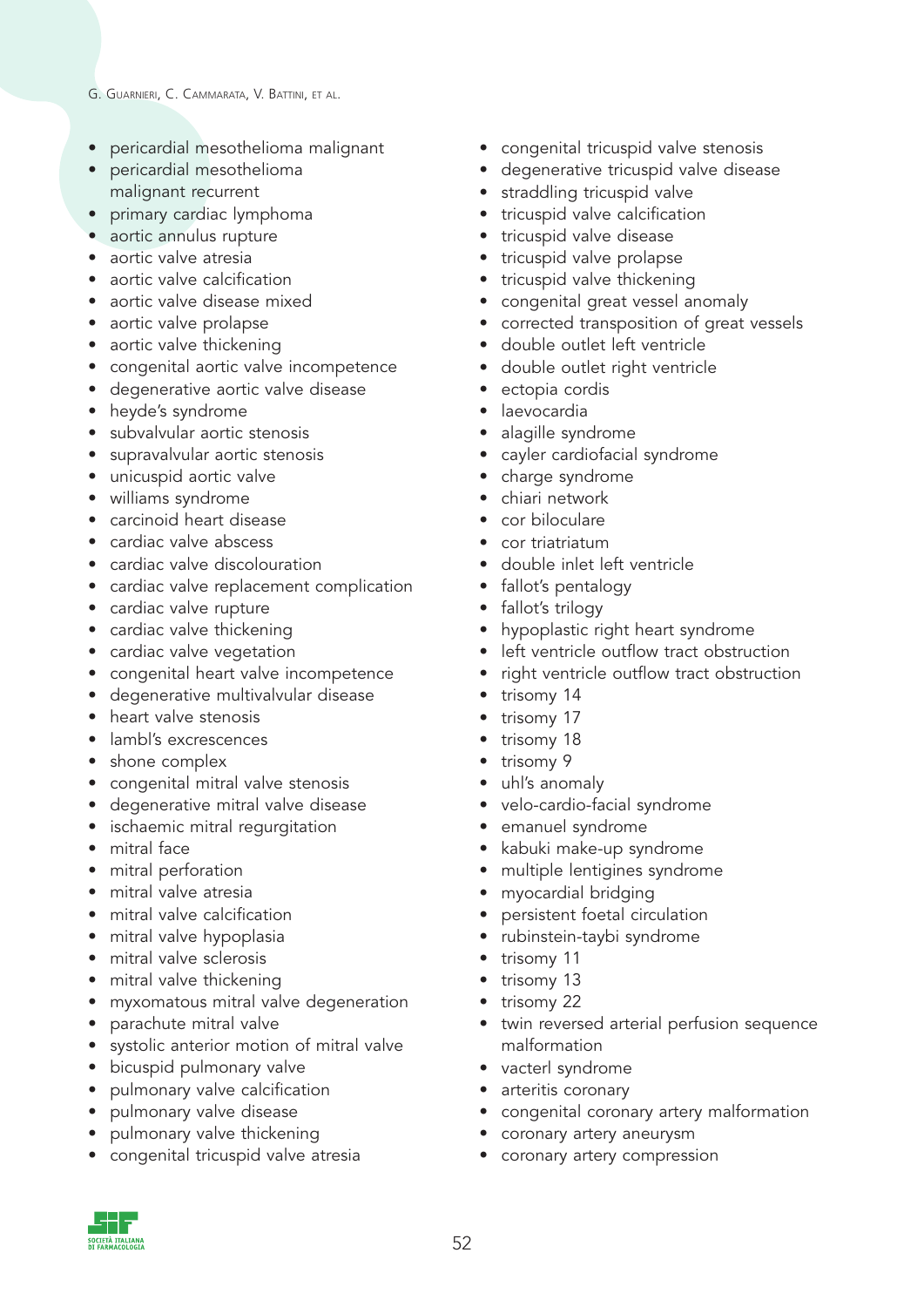- pericardial mesothelioma malignant
- pericardial mesothelioma malignant recurrent
- primary cardiac lymphoma
- aortic annulus rupture
- aortic valve atresia
- aortic valve calcification
- aortic valve disease mixed
- aortic valve prolapse
- aortic valve thickening
- congenital aortic valve incompetence
- degenerative aortic valve disease
- heyde's syndrome
- subvalvular aortic stenosis
- supravalvular aortic stenosis
- unicuspid aortic valve
- williams syndrome
- carcinoid heart disease
- cardiac valve abscess
- cardiac valve discolouration
- cardiac valve replacement complication
- cardiac valve rupture
- cardiac valve thickening
- cardiac valve vegetation
- congenital heart valve incompetence
- degenerative multivalvular disease
- heart valve stenosis
- lambl's excrescences
- shone complex
- congenital mitral valve stenosis
- degenerative mitral valve disease
- ischaemic mitral regurgitation
- mitral face
- mitral perforation
- mitral valve atresia
- mitral valve calcification
- mitral valve hypoplasia
- mitral valve sclerosis
- mitral valve thickening
- myxomatous mitral valve degeneration
- parachute mitral valve
- systolic anterior motion of mitral valve
- bicuspid pulmonary valve
- pulmonary valve calcification
- pulmonary valve disease
- pulmonary valve thickening
- congenital tricuspid valve atresia
- congenital tricuspid valve stenosis
- degenerative tricuspid valve disease
- straddling tricuspid valve
- tricuspid valve calcification
- tricuspid valve disease
- tricuspid valve prolapse
- tricuspid valve thickening
- congenital great vessel anomaly
- corrected transposition of great vessels
- double outlet left ventricle
- double outlet right ventricle
- ectopia cordis
- laevocardia
- alagille syndrome
- cayler cardiofacial syndrome
- charge syndrome
- chiari network
- cor biloculare
- cor triatriatum
- double inlet left ventricle
- fallot's pentalogy
- fallot's trilogy
- hypoplastic right heart syndrome
- left ventricle outflow tract obstruction
- right ventricle outflow tract obstruction
- trisomy 14
- trisomy 17
- trisomy 18
- trisomy 9
- uhl's anomaly
- velo-cardio-facial syndrome
- emanuel syndrome
- kabuki make-up syndrome
- multiple lentigines syndrome
- myocardial bridging
- persistent foetal circulation
- rubinstein-taybi syndrome
- trisomy 11
- trisomy 13
- trisomy 22
- twin reversed arterial perfusion sequence malformation
- vacterl syndrome
- arteritis coronary
- congenital coronary artery malformation
- coronary artery aneurysm
- coronary artery compression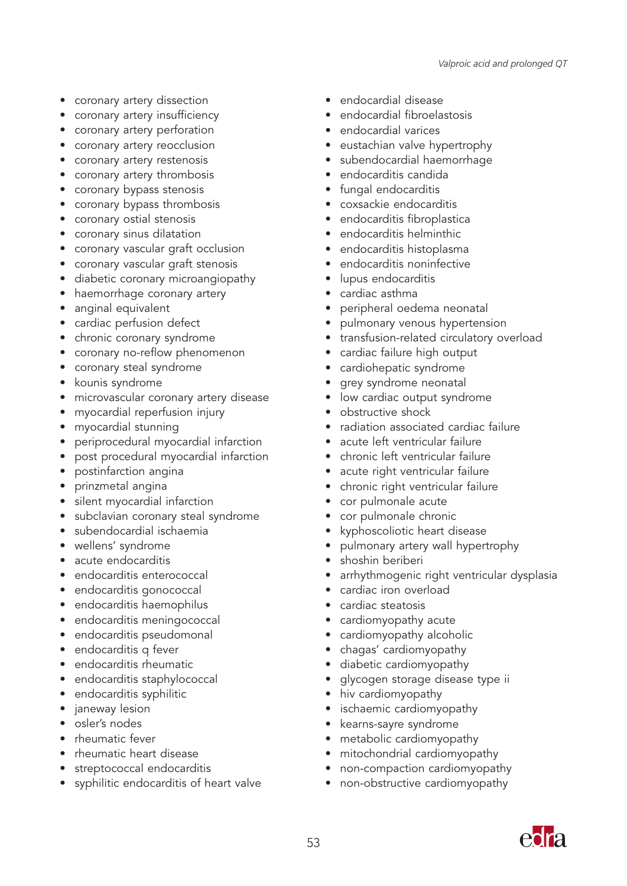- coronary artery dissection
- coronary artery insufficiency
- coronary artery perforation
- coronary artery reocclusion
- coronary artery restenosis
- coronary artery thrombosis
- coronary bypass stenosis
- coronary bypass thrombosis
- coronary ostial stenosis
- coronary sinus dilatation
- coronary vascular graft occlusion
- coronary vascular graft stenosis
- diabetic coronary microangiopathy
- haemorrhage coronary artery
- anginal equivalent
- cardiac perfusion defect
- chronic coronary syndrome
- coronary no-reflow phenomenon
- coronary steal syndrome
- kounis syndrome
- microvascular coronary artery disease
- myocardial reperfusion injury
- myocardial stunning
- periprocedural myocardial infarction
- post procedural myocardial infarction
- postinfarction angina
- prinzmetal angina
- silent myocardial infarction
- subclavian coronary steal syndrome
- subendocardial ischaemia
- wellens' syndrome
- acute endocarditis
- endocarditis enterococcal
- endocarditis gonococcal
- endocarditis haemophilus
- endocarditis meningococcal
- endocarditis pseudomonal
- endocarditis q fever
- endocarditis rheumatic
- endocarditis staphylococcal
- endocarditis syphilitic
- janeway lesion
- osler's nodes
- rheumatic fever
- rheumatic heart disease
- streptococcal endocarditis
- syphilitic endocarditis of heart valve
- endocardial disease
- endocardial fibroelastosis
- endocardial varices
- eustachian valve hypertrophy
- subendocardial haemorrhage
- endocarditis candida
- fungal endocarditis
- coxsackie endocarditis
- endocarditis fibroplastica
- endocarditis helminthic
- endocarditis histoplasma
- endocarditis noninfective
- lupus endocarditis
- cardiac asthma
- peripheral oedema neonatal
- pulmonary venous hypertension
- transfusion-related circulatory overload
- cardiac failure high output
- cardiohepatic syndrome
- grey syndrome neonatal
- low cardiac output syndrome
- obstructive shock
- radiation associated cardiac failure
- acute left ventricular failure
- chronic left ventricular failure
- acute right ventricular failure
- chronic right ventricular failure
- cor pulmonale acute
- cor pulmonale chronic
- kyphoscoliotic heart disease
- pulmonary artery wall hypertrophy
- shoshin beriberi
- arrhythmogenic right ventricular dysplasia
- cardiac iron overload
- cardiac steatosis
- cardiomyopathy acute
- cardiomyopathy alcoholic
- chagas' cardiomyopathy
- diabetic cardiomyopathy
- glycogen storage disease type ii
- hiv cardiomyopathy
- ischaemic cardiomyopathy
- kearns-sayre syndrome
- metabolic cardiomyopathy
- mitochondrial cardiomyopathy
- non-compaction cardiomyopathy
- non-obstructive cardiomyopathy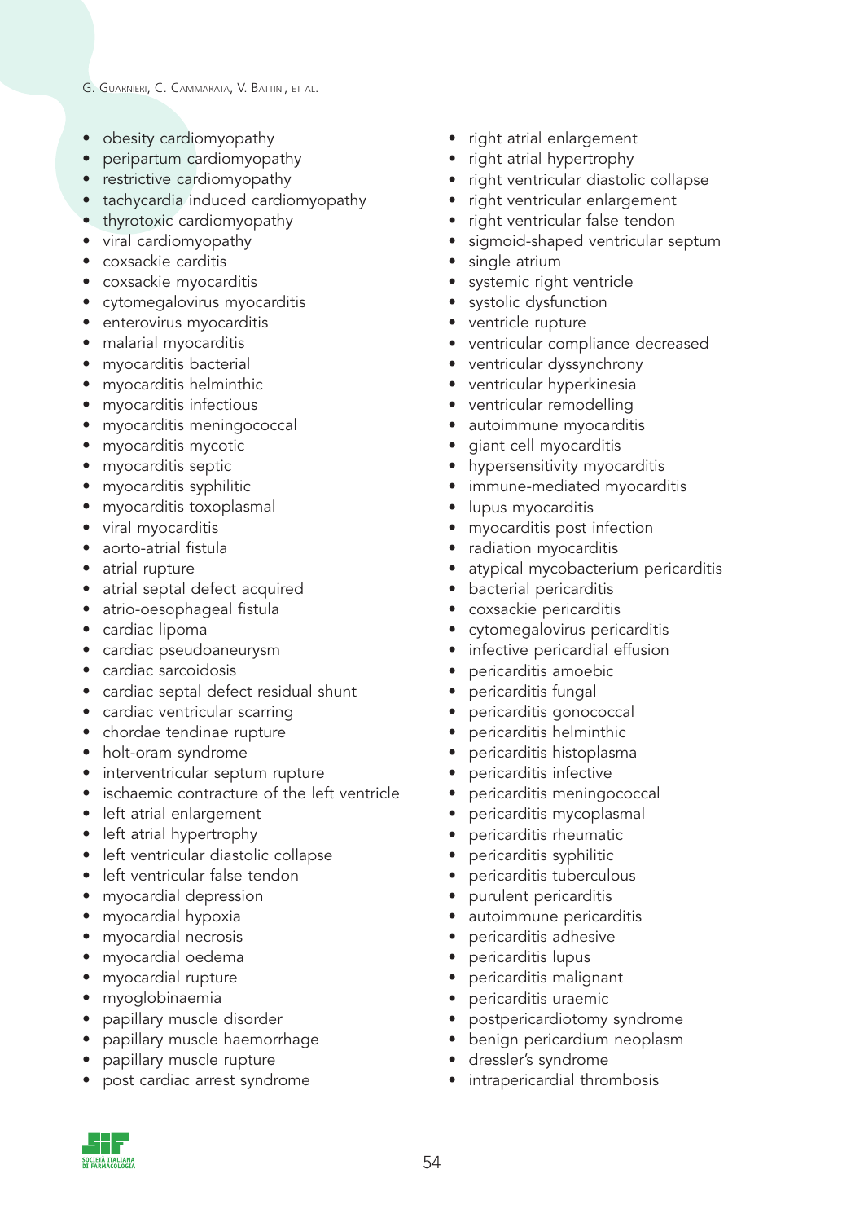- obesity cardiomyopathy
- peripartum cardiomyopathy
- restrictive cardiomyopathy
- tachycardia induced cardiomyopathy
- thyrotoxic cardiomyopathy
- viral cardiomyopathy
- coxsackie carditis
- coxsackie myocarditis
- cytomegalovirus myocarditis
- enterovirus myocarditis
- malarial myocarditis
- myocarditis bacterial
- myocarditis helminthic
- myocarditis infectious
- myocarditis meningococcal
- myocarditis mycotic
- myocarditis septic
- myocarditis syphilitic
- myocarditis toxoplasmal
- viral myocarditis
- aorto-atrial fistula
- atrial rupture
- atrial septal defect acquired
- atrio-oesophageal fistula
- cardiac lipoma
- cardiac pseudoaneurysm
- cardiac sarcoidosis
- cardiac septal defect residual shunt
- cardiac ventricular scarring
- chordae tendinae rupture
- holt-oram syndrome
- interventricular septum rupture
- ischaemic contracture of the left ventricle
- left atrial enlargement
- left atrial hypertrophy
- left ventricular diastolic collapse
- left ventricular false tendon
- myocardial depression
- myocardial hypoxia
- myocardial necrosis
- myocardial oedema
- myocardial rupture
- myoglobinaemia
- papillary muscle disorder
- papillary muscle haemorrhage
- papillary muscle rupture
- post cardiac arrest syndrome
- right atrial enlargement
- right atrial hypertrophy
- right ventricular diastolic collapse
- right ventricular enlargement
- right ventricular false tendon
- sigmoid-shaped ventricular septum
- single atrium
- systemic right ventricle
- systolic dysfunction
- ventricle rupture
- ventricular compliance decreased
- ventricular dyssynchrony
- ventricular hyperkinesia
- ventricular remodelling
- autoimmune myocarditis
- giant cell myocarditis
- hypersensitivity myocarditis
- immune-mediated myocarditis
- lupus myocarditis
- myocarditis post infection
- radiation myocarditis
- atypical mycobacterium pericarditis
- bacterial pericarditis
- coxsackie pericarditis
- cytomegalovirus pericarditis
- infective pericardial effusion
- pericarditis amoebic
- pericarditis fungal
- pericarditis gonococcal
- pericarditis helminthic
- pericarditis histoplasma
- pericarditis infective
- pericarditis meningococcal
- pericarditis mycoplasmal
- pericarditis rheumatic
- pericarditis syphilitic
- pericarditis tuberculous
- purulent pericarditis
- autoimmune pericarditis
- pericarditis adhesive
- pericarditis lupus
- pericarditis malignant
- pericarditis uraemic
- postpericardiotomy syndrome
- benign pericardium neoplasm
- dressler's syndrome
- intrapericardial thrombosis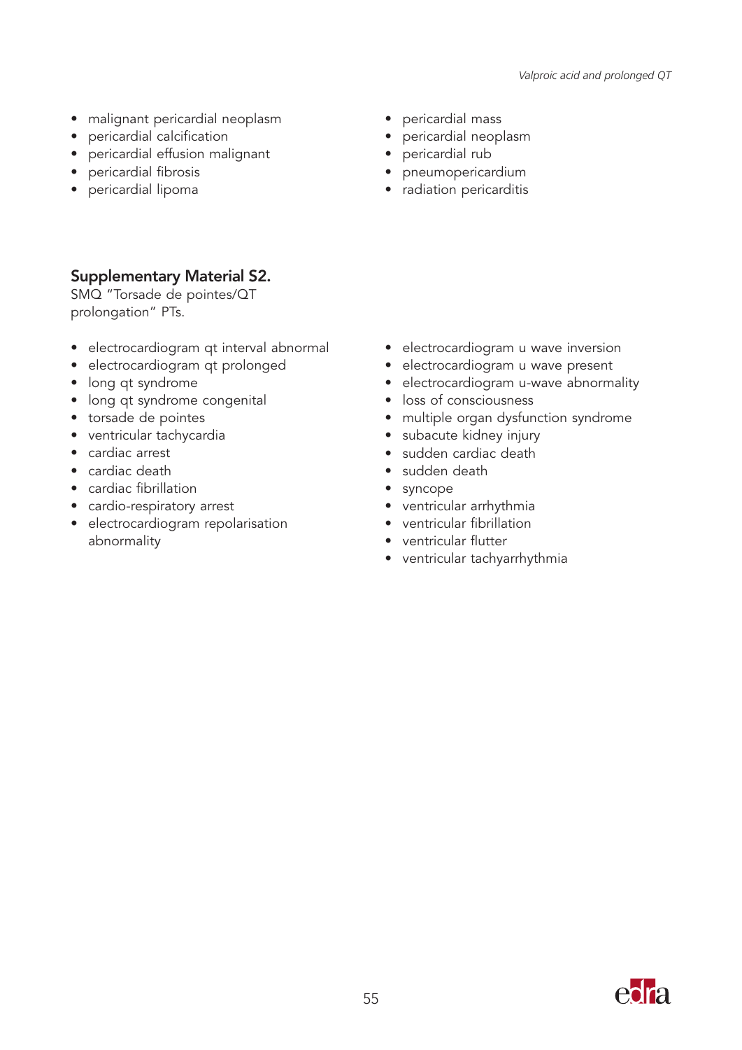- malignant pericardial neoplasm
- pericardial calcification
- pericardial effusion malignant
- pericardial fibrosis
- pericardial lipoma
- pericardial mass
- pericardial neoplasm
- pericardial rub
- pneumopericardium
- radiation pericarditis

**Supplementary Material S2.**
SMQ "Torsade de pointes/QT prolongation" PTs.

- electrocardiogram qt interval abnormal
- electrocardiogram qt prolonged
- long qt syndrome
- long qt syndrome congenital
- torsade de pointes
- ventricular tachycardia
- cardiac arrest
- cardiac death
- cardiac fibrillation
- cardio-respiratory arrest
- electrocardiogram repolarisation abnormality
- electrocardiogram u wave inversion
- electrocardiogram u wave present
- electrocardiogram u-wave abnormality
- loss of consciousness
- multiple organ dysfunction syndrome
- subacute kidney injury
- sudden cardiac death
- sudden death
- syncope
- ventricular arrhythmia
- ventricular fibrillation
- ventricular flutter
- ventricular tachyarrhythmia